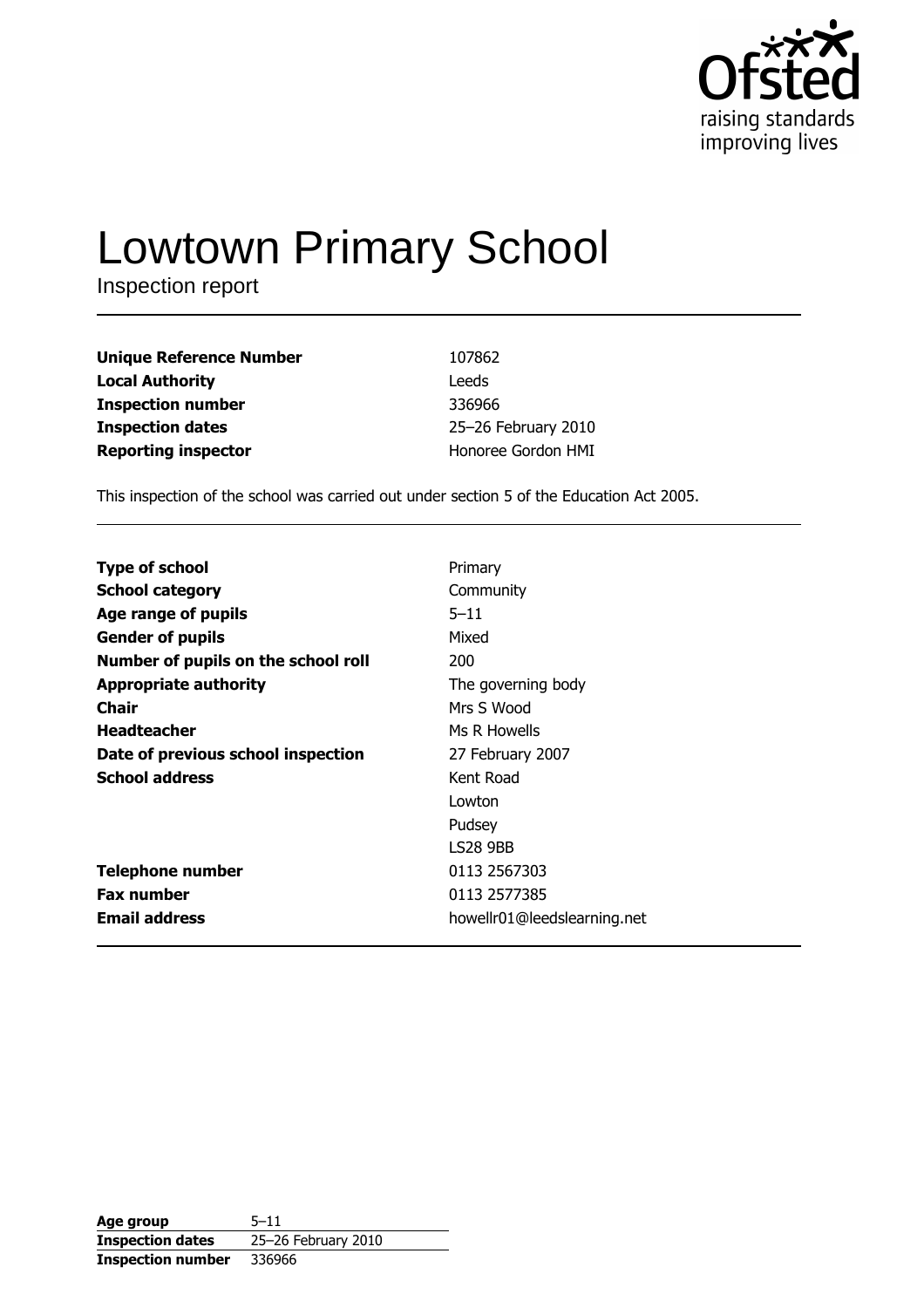# Lowtown Primary School

Inspection report

| | |
|---|---|
| **Unique Reference Number** | 107862 |
| **Local Authority** | Leeds |
| **Inspection number** | 336966 |
| **Inspection dates** | 25–26 February 2010 |
| **Reporting inspector** | Honoree Gordon HMI |

This inspection of the school was carried out under section 5 of the Education Act 2005.

| | |
|---|---|
| **Type of school** | Primary |
| **School category** | Community |
| **Age range of pupils** | 5–11 |
| **Gender of pupils** | Mixed |
| **Number of pupils on the school roll** | 200 |
| **Appropriate authority** | The governing body |
| **Chair** | Mrs S Wood |
| **Headteacher** | Ms R Howells |
| **Date of previous school inspection** | 27 February 2007 |
| **School address** | Kent Road<br>Lowton<br>Pudsey<br>LS28 9BB |
| **Telephone number** | 0113 2567303 |
| **Fax number** | 0113 2577385 |
| **Email address** | howellr01@leedslearning.net |

| | |
|---|---|
| **Age group** | 5–11 |
| **Inspection dates** | 25–26 February 2010 |
| **Inspection number** | 336966 |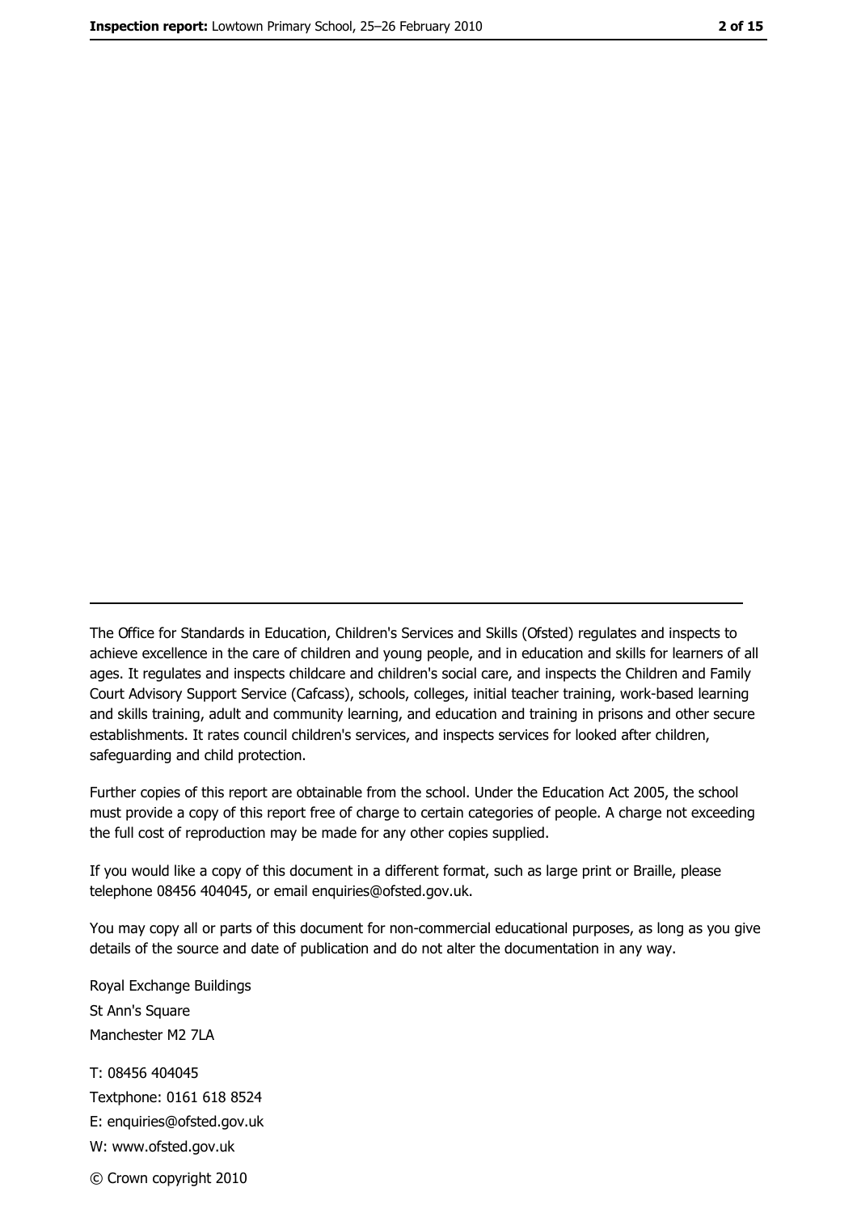The Office for Standards in Education, Children's Services and Skills (Ofsted) regulates and inspects to achieve excellence in the care of children and young people, and in education and skills for learners of all ages. It regulates and inspects childcare and children's social care, and inspects the Children and Family Court Advisory Support Service (Cafcass), schools, colleges, initial teacher training, work-based learning and skills training, adult and community learning, and education and training in prisons and other secure establishments. It rates council children's services, and inspects services for looked after children, safeguarding and child protection.

Further copies of this report are obtainable from the school. Under the Education Act 2005, the school must provide a copy of this report free of charge to certain categories of people. A charge not exceeding the full cost of reproduction may be made for any other copies supplied.

If you would like a copy of this document in a different format, such as large print or Braille, please telephone 08456 404045, or email enquiries@ofsted.gov.uk.

You may copy all or parts of this document for non-commercial educational purposes, as long as you give details of the source and date of publication and do not alter the documentation in any way.

Royal Exchange Buildings
St Ann's Square
Manchester M2 7LA

T: 08456 404045
Textphone: 0161 618 8524
E: enquiries@ofsted.gov.uk
W: www.ofsted.gov.uk

© Crown copyright 2010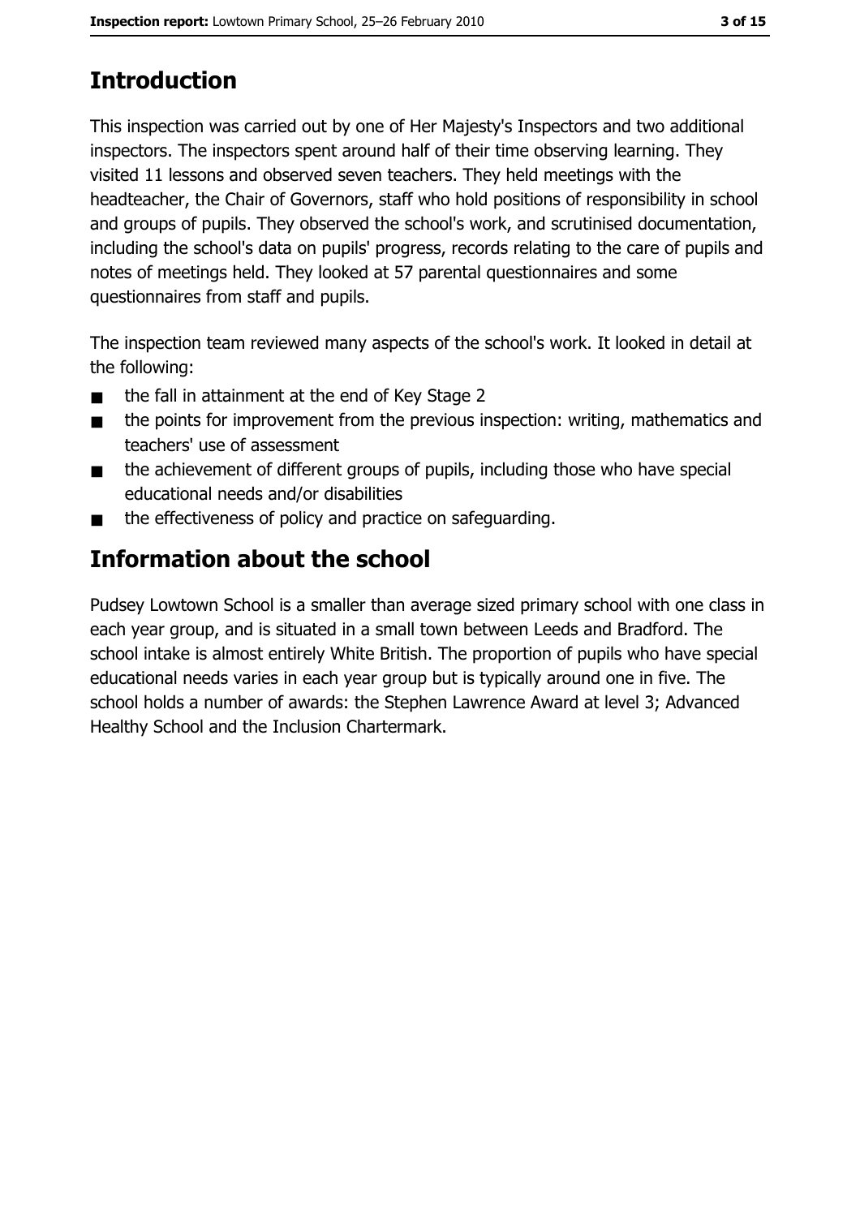# Introduction

This inspection was carried out by one of Her Majesty's Inspectors and two additional inspectors. The inspectors spent around half of their time observing learning. They visited 11 lessons and observed seven teachers. They held meetings with the headteacher, the Chair of Governors, staff who hold positions of responsibility in school and groups of pupils. They observed the school's work, and scrutinised documentation, including the school's data on pupils' progress, records relating to the care of pupils and notes of meetings held. They looked at 57 parental questionnaires and some questionnaires from staff and pupils.

The inspection team reviewed many aspects of the school's work. It looked in detail at the following:

- the fall in attainment at the end of Key Stage 2
- the points for improvement from the previous inspection: writing, mathematics and teachers' use of assessment
- the achievement of different groups of pupils, including those who have special educational needs and/or disabilities
- the effectiveness of policy and practice on safeguarding.

# Information about the school

Pudsey Lowtown School is a smaller than average sized primary school with one class in each year group, and is situated in a small town between Leeds and Bradford. The school intake is almost entirely White British. The proportion of pupils who have special educational needs varies in each year group but is typically around one in five. The school holds a number of awards: the Stephen Lawrence Award at level 3; Advanced Healthy School and the Inclusion Chartermark.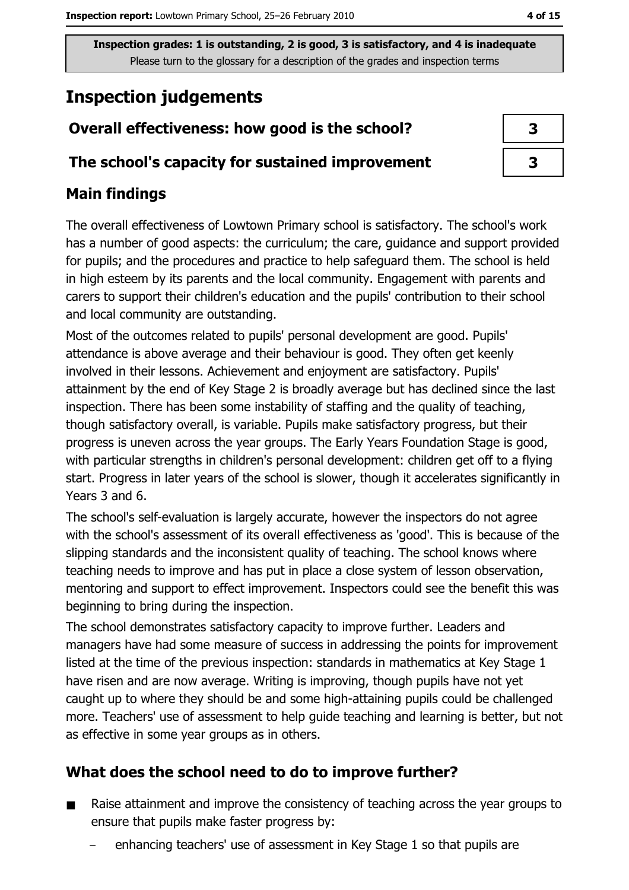Inspection grades: 1 is outstanding, 2 is good, 3 is satisfactory, and 4 is inadequate
Please turn to the glossary for a description of the grades and inspection terms

# Inspection judgements

| Overall effectiveness: how good is the school? | 3 |
| --- | --- |
| The school's capacity for sustained improvement | 3 |

## Main findings

The overall effectiveness of Lowtown Primary school is satisfactory. The school's work has a number of good aspects: the curriculum; the care, guidance and support provided for pupils; and the procedures and practice to help safeguard them. The school is held in high esteem by its parents and the local community. Engagement with parents and carers to support their children's education and the pupils' contribution to their school and local community are outstanding.

Most of the outcomes related to pupils' personal development are good. Pupils' attendance is above average and their behaviour is good. They often get keenly involved in their lessons. Achievement and enjoyment are satisfactory. Pupils' attainment by the end of Key Stage 2 is broadly average but has declined since the last inspection. There has been some instability of staffing and the quality of teaching, though satisfactory overall, is variable. Pupils make satisfactory progress, but their progress is uneven across the year groups. The Early Years Foundation Stage is good, with particular strengths in children's personal development: children get off to a flying start. Progress in later years of the school is slower, though it accelerates significantly in Years 3 and 6.

The school's self-evaluation is largely accurate, however the inspectors do not agree with the school's assessment of its overall effectiveness as 'good'. This is because of the slipping standards and the inconsistent quality of teaching. The school knows where teaching needs to improve and has put in place a close system of lesson observation, mentoring and support to effect improvement. Inspectors could see the benefit this was beginning to bring during the inspection.

The school demonstrates satisfactory capacity to improve further. Leaders and managers have had some measure of success in addressing the points for improvement listed at the time of the previous inspection: standards in mathematics at Key Stage 1 have risen and are now average. Writing is improving, though pupils have not yet caught up to where they should be and some high-attaining pupils could be challenged more. Teachers' use of assessment to help guide teaching and learning is better, but not as effective in some year groups as in others.

## What does the school need to do to improve further?

- Raise attainment and improve the consistency of teaching across the year groups to ensure that pupils make faster progress by:
  - enhancing teachers' use of assessment in Key Stage 1 so that pupils are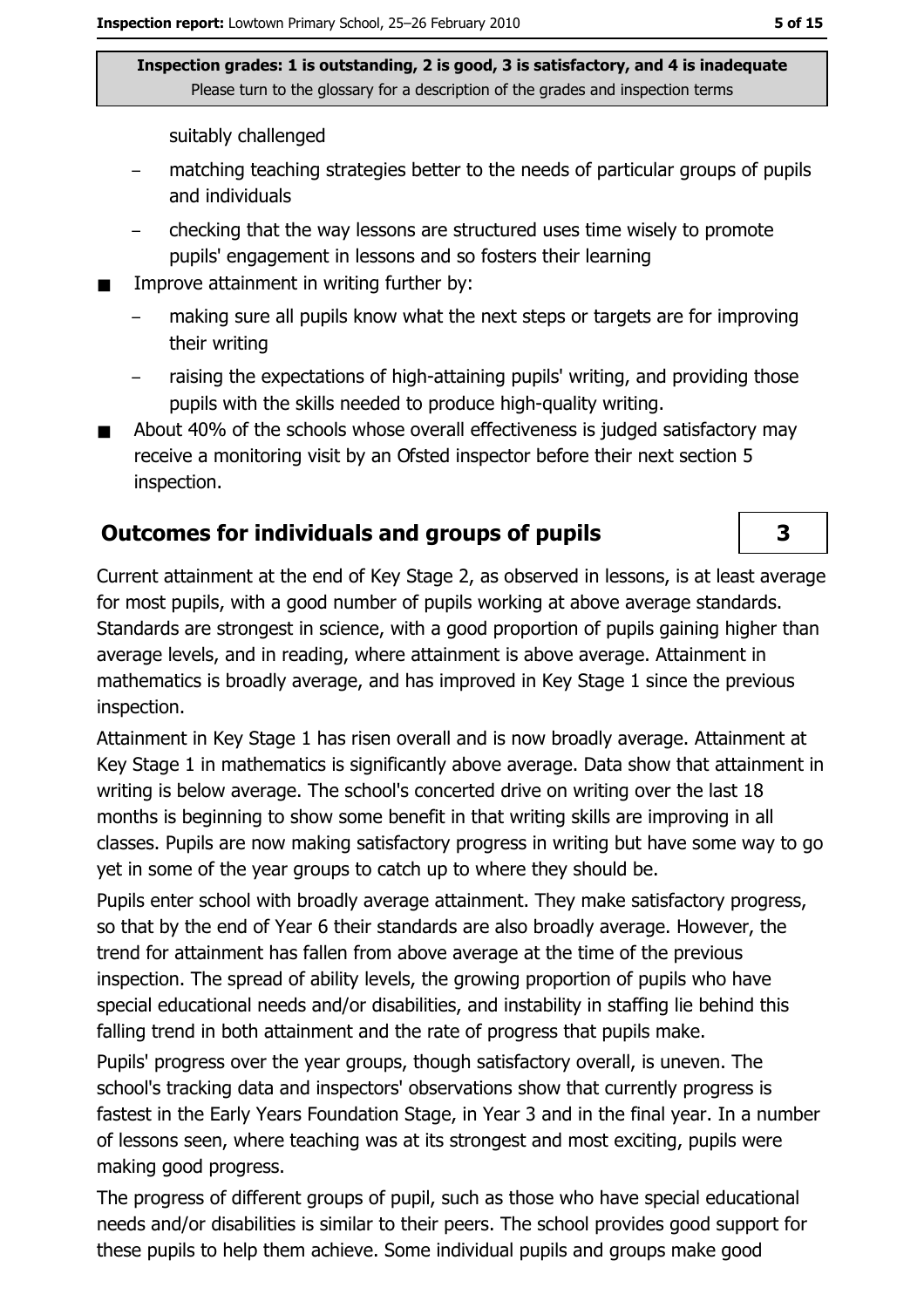Inspection grades: 1 is outstanding, 2 is good, 3 is satisfactory, and 4 is inadequate
Please turn to the glossary for a description of the grades and inspection terms

suitably challenged

- matching teaching strategies better to the needs of particular groups of pupils and individuals
- checking that the way lessons are structured uses time wisely to promote pupils' engagement in lessons and so fosters their learning

- Improve attainment in writing further by:
  - making sure all pupils know what the next steps or targets are for improving their writing
  - raising the expectations of high-attaining pupils' writing, and providing those pupils with the skills needed to produce high-quality writing.
- About 40% of the schools whose overall effectiveness is judged satisfactory may receive a monitoring visit by an Ofsted inspector before their next section 5 inspection.

## Outcomes for individuals and groups of pupils

**3**

Current attainment at the end of Key Stage 2, as observed in lessons, is at least average for most pupils, with a good number of pupils working at above average standards. Standards are strongest in science, with a good proportion of pupils gaining higher than average levels, and in reading, where attainment is above average. Attainment in mathematics is broadly average, and has improved in Key Stage 1 since the previous inspection.

Attainment in Key Stage 1 has risen overall and is now broadly average. Attainment at Key Stage 1 in mathematics is significantly above average. Data show that attainment in writing is below average. The school's concerted drive on writing over the last 18 months is beginning to show some benefit in that writing skills are improving in all classes. Pupils are now making satisfactory progress in writing but have some way to go yet in some of the year groups to catch up to where they should be.

Pupils enter school with broadly average attainment. They make satisfactory progress, so that by the end of Year 6 their standards are also broadly average. However, the trend for attainment has fallen from above average at the time of the previous inspection. The spread of ability levels, the growing proportion of pupils who have special educational needs and/or disabilities, and instability in staffing lie behind this falling trend in both attainment and the rate of progress that pupils make.

Pupils' progress over the year groups, though satisfactory overall, is uneven. The school's tracking data and inspectors' observations show that currently progress is fastest in the Early Years Foundation Stage, in Year 3 and in the final year. In a number of lessons seen, where teaching was at its strongest and most exciting, pupils were making good progress.

The progress of different groups of pupil, such as those who have special educational needs and/or disabilities is similar to their peers. The school provides good support for these pupils to help them achieve. Some individual pupils and groups make good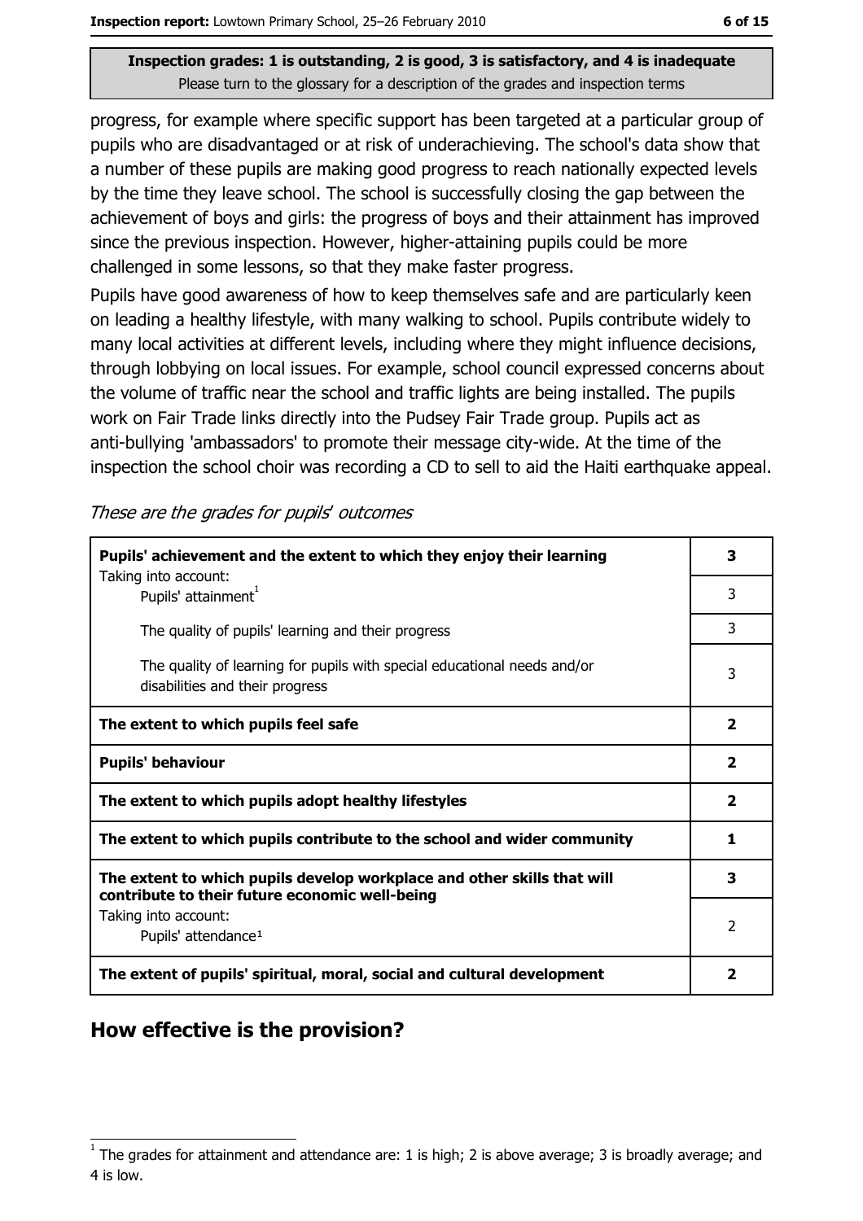**Inspection grades: 1 is outstanding, 2 is good, 3 is satisfactory, and 4 is inadequate**
Please turn to the glossary for a description of the grades and inspection terms

progress, for example where specific support has been targeted at a particular group of pupils who are disadvantaged or at risk of underachieving. The school's data show that a number of these pupils are making good progress to reach nationally expected levels by the time they leave school. The school is successfully closing the gap between the achievement of boys and girls: the progress of boys and their attainment has improved since the previous inspection. However, higher-attaining pupils could be more challenged in some lessons, so that they make faster progress.

Pupils have good awareness of how to keep themselves safe and are particularly keen on leading a healthy lifestyle, with many walking to school. Pupils contribute widely to many local activities at different levels, including where they might influence decisions, through lobbying on local issues. For example, school council expressed concerns about the volume of traffic near the school and traffic lights are being installed. The pupils work on Fair Trade links directly into the Pudsey Fair Trade group. Pupils act as anti-bullying 'ambassadors' to promote their message city-wide. At the time of the inspection the school choir was recording a CD to sell to aid the Haiti earthquake appeal.

*These are the grades for pupils' outcomes*

| | |
|---|---|
| **Pupils' achievement and the extent to which they enjoy their learning** | **3** |
| Taking into account: Pupils' attainment[1] | 3 |
| The quality of pupils' learning and their progress | 3 |
| The quality of learning for pupils with special educational needs and/or disabilities and their progress | 3 |
| **The extent to which pupils feel safe** | **2** |
| **Pupils' behaviour** | **2** |
| **The extent to which pupils adopt healthy lifestyles** | **2** |
| **The extent to which pupils contribute to the school and wider community** | **1** |
| **The extent to which pupils develop workplace and other skills that will contribute to their future economic well-being** | **3** |
| Taking into account: Pupils' attendance[1] | 2 |
| **The extent of pupils' spiritual, moral, social and cultural development** | **2** |

## How effective is the provision?

[1] The grades for attainment and attendance are: 1 is high; 2 is above average; 3 is broadly average; and 4 is low.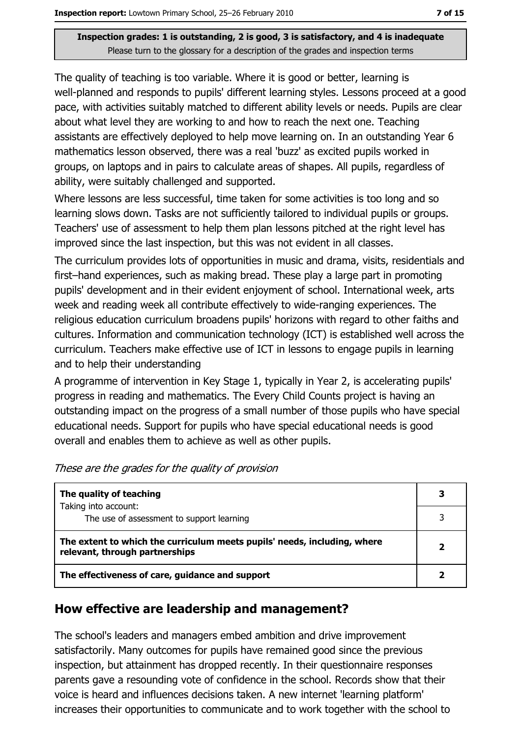**Inspection grades: 1 is outstanding, 2 is good, 3 is satisfactory, and 4 is inadequate**
Please turn to the glossary for a description of the grades and inspection terms

The quality of teaching is too variable. Where it is good or better, learning is well-planned and responds to pupils' different learning styles. Lessons proceed at a good pace, with activities suitably matched to different ability levels or needs. Pupils are clear about what level they are working to and how to reach the next one. Teaching assistants are effectively deployed to help move learning on. In an outstanding Year 6 mathematics lesson observed, there was a real 'buzz' as excited pupils worked in groups, on laptops and in pairs to calculate areas of shapes. All pupils, regardless of ability, were suitably challenged and supported.

Where lessons are less successful, time taken for some activities is too long and so learning slows down. Tasks are not sufficiently tailored to individual pupils or groups. Teachers' use of assessment to help them plan lessons pitched at the right level has improved since the last inspection, but this was not evident in all classes.

The curriculum provides lots of opportunities in music and drama, visits, residentials and first–hand experiences, such as making bread. These play a large part in promoting pupils' development and in their evident enjoyment of school. International week, arts week and reading week all contribute effectively to wide-ranging experiences. The religious education curriculum broadens pupils' horizons with regard to other faiths and cultures. Information and communication technology (ICT) is established well across the curriculum. Teachers make effective use of ICT in lessons to engage pupils in learning and to help their understanding

A programme of intervention in Key Stage 1, typically in Year 2, is accelerating pupils' progress in reading and mathematics. The Every Child Counts project is having an outstanding impact on the progress of a small number of those pupils who have special educational needs. Support for pupils who have special educational needs is good overall and enables them to achieve as well as other pupils.

*These are the grades for the quality of provision*

| | |
|---|---|
| **The quality of teaching**<br>Taking into account: | **3** |
| The use of assessment to support learning | 3 |
| **The extent to which the curriculum meets pupils' needs, including, where relevant, through partnerships** | **2** |
| **The effectiveness of care, guidance and support** | **2** |

## How effective are leadership and management?

The school's leaders and managers embed ambition and drive improvement satisfactorily. Many outcomes for pupils have remained good since the previous inspection, but attainment has dropped recently. In their questionnaire responses parents gave a resounding vote of confidence in the school. Records show that their voice is heard and influences decisions taken. A new internet 'learning platform' increases their opportunities to communicate and to work together with the school to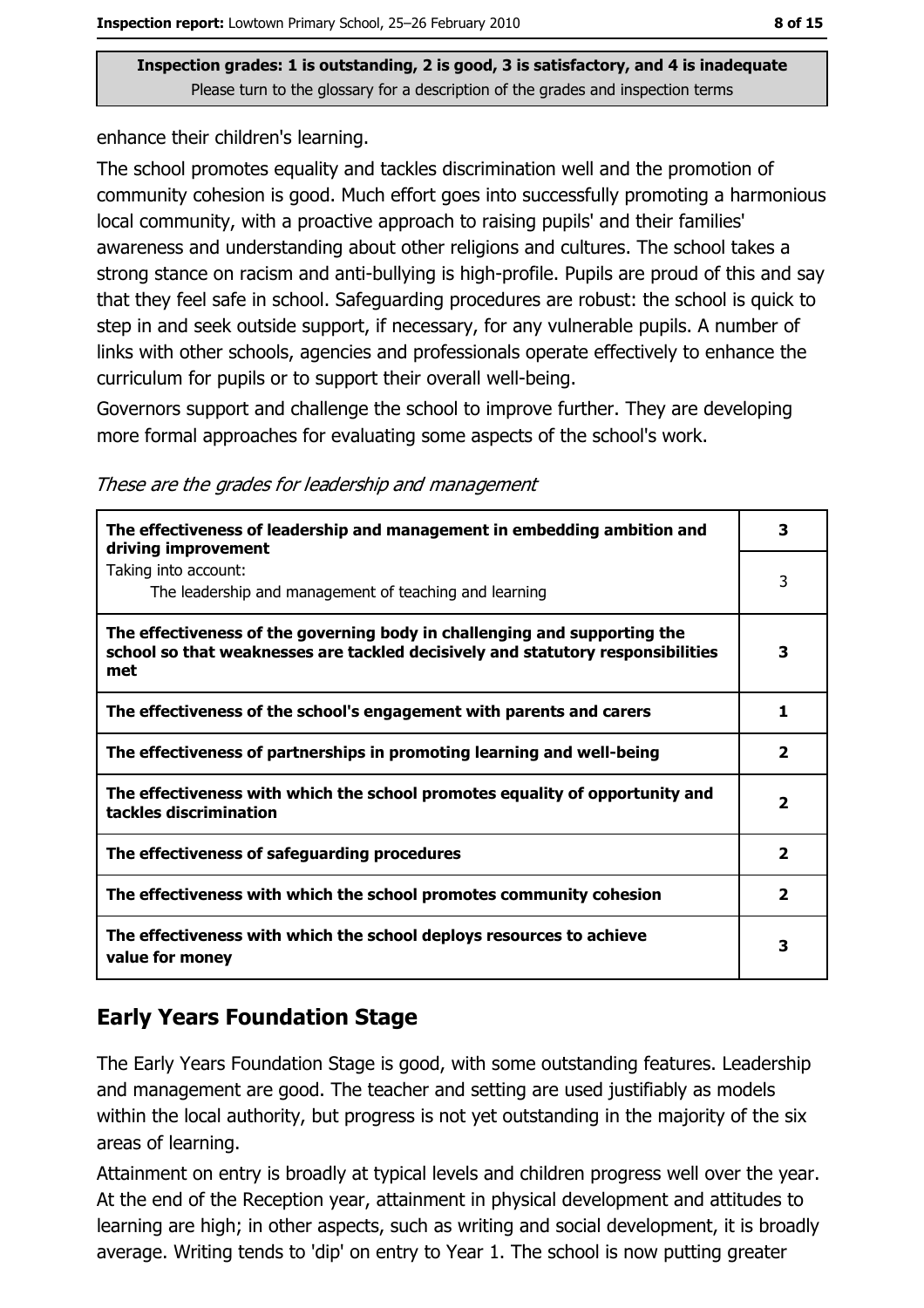Inspection grades: 1 is outstanding, 2 is good, 3 is satisfactory, and 4 is inadequate
Please turn to the glossary for a description of the grades and inspection terms

enhance their children's learning.

The school promotes equality and tackles discrimination well and the promotion of community cohesion is good. Much effort goes into successfully promoting a harmonious local community, with a proactive approach to raising pupils' and their families' awareness and understanding about other religions and cultures. The school takes a strong stance on racism and anti-bullying is high-profile. Pupils are proud of this and say that they feel safe in school. Safeguarding procedures are robust: the school is quick to step in and seek outside support, if necessary, for any vulnerable pupils. A number of links with other schools, agencies and professionals operate effectively to enhance the curriculum for pupils or to support their overall well-being.

Governors support and challenge the school to improve further. They are developing more formal approaches for evaluating some aspects of the school's work.

*These are the grades for leadership and management*

| | |
|---|---|
| **The effectiveness of leadership and management in embedding ambition and driving improvement** | **3** |
| Taking into account: The leadership and management of teaching and learning | 3 |
| **The effectiveness of the governing body in challenging and supporting the school so that weaknesses are tackled decisively and statutory responsibilities met** | **3** |
| **The effectiveness of the school's engagement with parents and carers** | **1** |
| **The effectiveness of partnerships in promoting learning and well-being** | **2** |
| **The effectiveness with which the school promotes equality of opportunity and tackles discrimination** | **2** |
| **The effectiveness of safeguarding procedures** | **2** |
| **The effectiveness with which the school promotes community cohesion** | **2** |
| **The effectiveness with which the school deploys resources to achieve value for money** | **3** |

## Early Years Foundation Stage

The Early Years Foundation Stage is good, with some outstanding features. Leadership and management are good. The teacher and setting are used justifiably as models within the local authority, but progress is not yet outstanding in the majority of the six areas of learning.

Attainment on entry is broadly at typical levels and children progress well over the year. At the end of the Reception year, attainment in physical development and attitudes to learning are high; in other aspects, such as writing and social development, it is broadly average. Writing tends to 'dip' on entry to Year 1. The school is now putting greater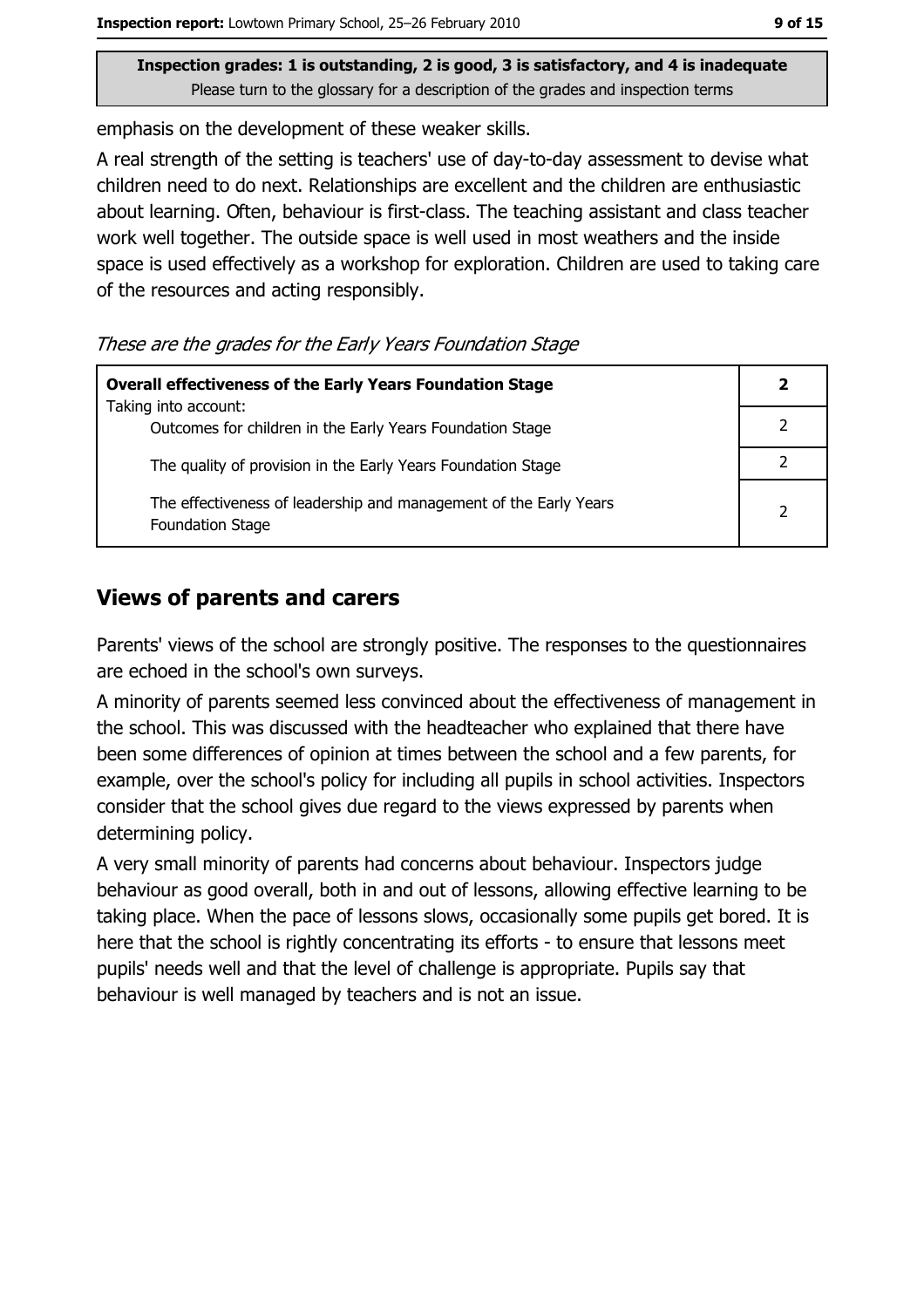**Inspection grades: 1 is outstanding, 2 is good, 3 is satisfactory, and 4 is inadequate**
Please turn to the glossary for a description of the grades and inspection terms

emphasis on the development of these weaker skills.

A real strength of the setting is teachers' use of day-to-day assessment to devise what children need to do next. Relationships are excellent and the children are enthusiastic about learning. Often, behaviour is first-class. The teaching assistant and class teacher work well together. The outside space is well used in most weathers and the inside space is used effectively as a workshop for exploration. Children are used to taking care of the resources and acting responsibly.

*These are the grades for the Early Years Foundation Stage*

| **Overall effectiveness of the Early Years Foundation Stage** | **2** |
|---|---|
| Taking into account: Outcomes for children in the Early Years Foundation Stage | 2 |
| The quality of provision in the Early Years Foundation Stage | 2 |
| The effectiveness of leadership and management of the Early Years Foundation Stage | 2 |

## Views of parents and carers

Parents' views of the school are strongly positive. The responses to the questionnaires are echoed in the school's own surveys.

A minority of parents seemed less convinced about the effectiveness of management in the school. This was discussed with the headteacher who explained that there have been some differences of opinion at times between the school and a few parents, for example, over the school's policy for including all pupils in school activities. Inspectors consider that the school gives due regard to the views expressed by parents when determining policy.

A very small minority of parents had concerns about behaviour. Inspectors judge behaviour as good overall, both in and out of lessons, allowing effective learning to be taking place. When the pace of lessons slows, occasionally some pupils get bored. It is here that the school is rightly concentrating its efforts - to ensure that lessons meet pupils' needs well and that the level of challenge is appropriate. Pupils say that behaviour is well managed by teachers and is not an issue.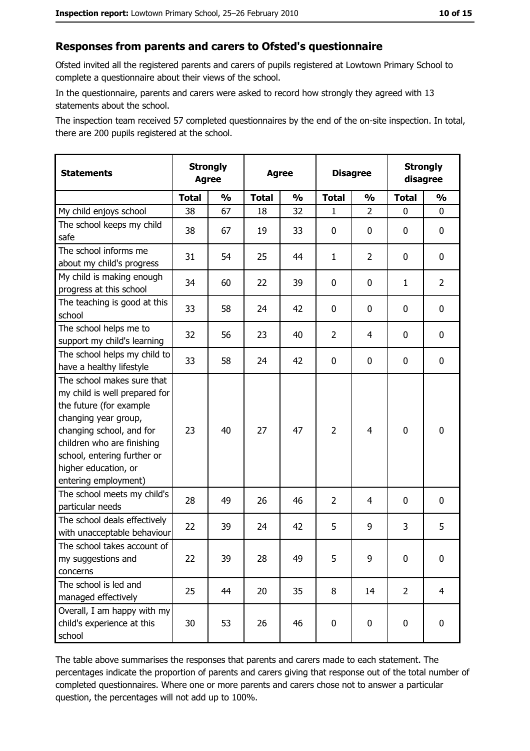## Responses from parents and carers to Ofsted's questionnaire

Ofsted invited all the registered parents and carers of pupils registered at Lowtown Primary School to complete a questionnaire about their views of the school.

In the questionnaire, parents and carers were asked to record how strongly they agreed with 13 statements about the school.

The inspection team received 57 completed questionnaires by the end of the on-site inspection. In total, there are 200 pupils registered at the school.

| Statements | Strongly Agree | | Agree | | Disagree | | Strongly disagree | |
|---|---|---|---|---|---|---|---|---|
| | Total | % | Total | % | Total | % | Total | % |
| My child enjoys school | 38 | 67 | 18 | 32 | 1 | 2 | 0 | 0 |
| The school keeps my child safe | 38 | 67 | 19 | 33 | 0 | 0 | 0 | 0 |
| The school informs me about my child's progress | 31 | 54 | 25 | 44 | 1 | 2 | 0 | 0 |
| My child is making enough progress at this school | 34 | 60 | 22 | 39 | 0 | 0 | 1 | 2 |
| The teaching is good at this school | 33 | 58 | 24 | 42 | 0 | 0 | 0 | 0 |
| The school helps me to support my child's learning | 32 | 56 | 23 | 40 | 2 | 4 | 0 | 0 |
| The school helps my child to have a healthy lifestyle | 33 | 58 | 24 | 42 | 0 | 0 | 0 | 0 |
| The school makes sure that my child is well prepared for the future (for example changing year group, changing school, and for children who are finishing school, entering further or higher education, or entering employment) | 23 | 40 | 27 | 47 | 2 | 4 | 0 | 0 |
| The school meets my child's particular needs | 28 | 49 | 26 | 46 | 2 | 4 | 0 | 0 |
| The school deals effectively with unacceptable behaviour | 22 | 39 | 24 | 42 | 5 | 9 | 3 | 5 |
| The school takes account of my suggestions and concerns | 22 | 39 | 28 | 49 | 5 | 9 | 0 | 0 |
| The school is led and managed effectively | 25 | 44 | 20 | 35 | 8 | 14 | 2 | 4 |
| Overall, I am happy with my child's experience at this school | 30 | 53 | 26 | 46 | 0 | 0 | 0 | 0 |

The table above summarises the responses that parents and carers made to each statement. The percentages indicate the proportion of parents and carers giving that response out of the total number of completed questionnaires. Where one or more parents and carers chose not to answer a particular question, the percentages will not add up to 100%.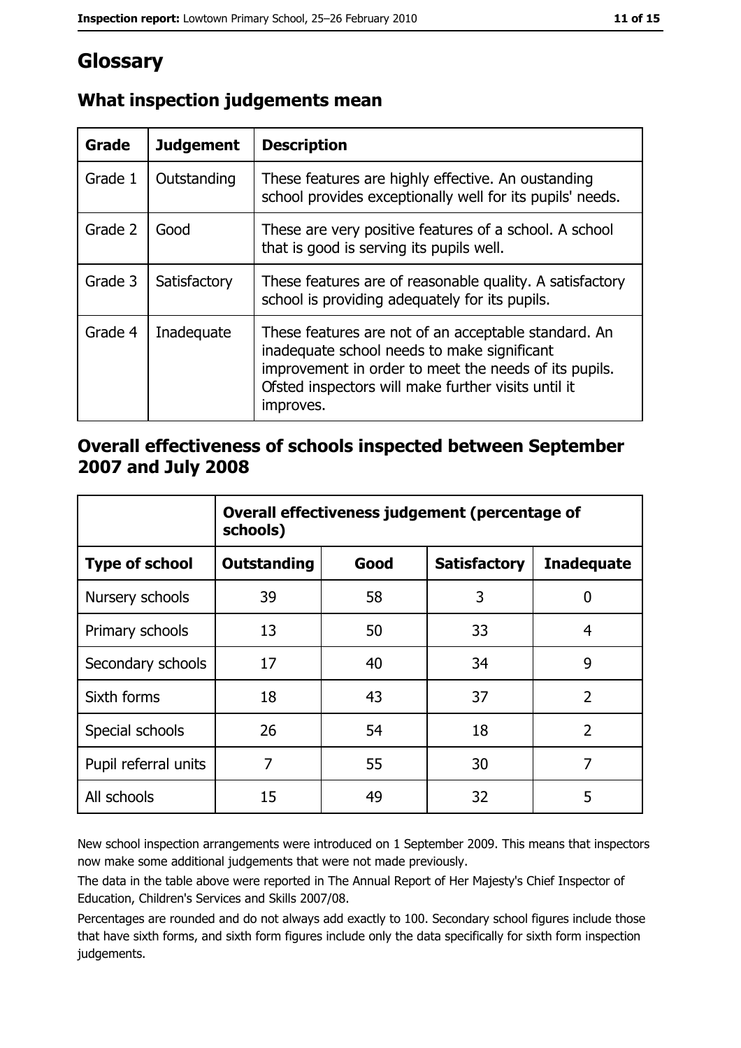# Glossary

## What inspection judgements mean

| Grade | Judgement | Description |
| --- | --- | --- |
| Grade 1 | Outstanding | These features are highly effective. An oustanding school provides exceptionally well for its pupils' needs. |
| Grade 2 | Good | These are very positive features of a school. A school that is good is serving its pupils well. |
| Grade 3 | Satisfactory | These features are of reasonable quality. A satisfactory school is providing adequately for its pupils. |
| Grade 4 | Inadequate | These features are not of an acceptable standard. An inadequate school needs to make significant improvement in order to meet the needs of its pupils. Ofsted inspectors will make further visits until it improves. |

## Overall effectiveness of schools inspected between September 2007 and July 2008

| | Overall effectiveness judgement (percentage of schools) | | | |
| --- | --- | --- | --- | --- |
| **Type of school** | **Outstanding** | **Good** | **Satisfactory** | **Inadequate** |
| Nursery schools | 39 | 58 | 3 | 0 |
| Primary schools | 13 | 50 | 33 | 4 |
| Secondary schools | 17 | 40 | 34 | 9 |
| Sixth forms | 18 | 43 | 37 | 2 |
| Special schools | 26 | 54 | 18 | 2 |
| Pupil referral units | 7 | 55 | 30 | 7 |
| All schools | 15 | 49 | 32 | 5 |

New school inspection arrangements were introduced on 1 September 2009. This means that inspectors now make some additional judgements that were not made previously.

The data in the table above were reported in The Annual Report of Her Majesty's Chief Inspector of Education, Children's Services and Skills 2007/08.

Percentages are rounded and do not always add exactly to 100. Secondary school figures include those that have sixth forms, and sixth form figures include only the data specifically for sixth form inspection judgements.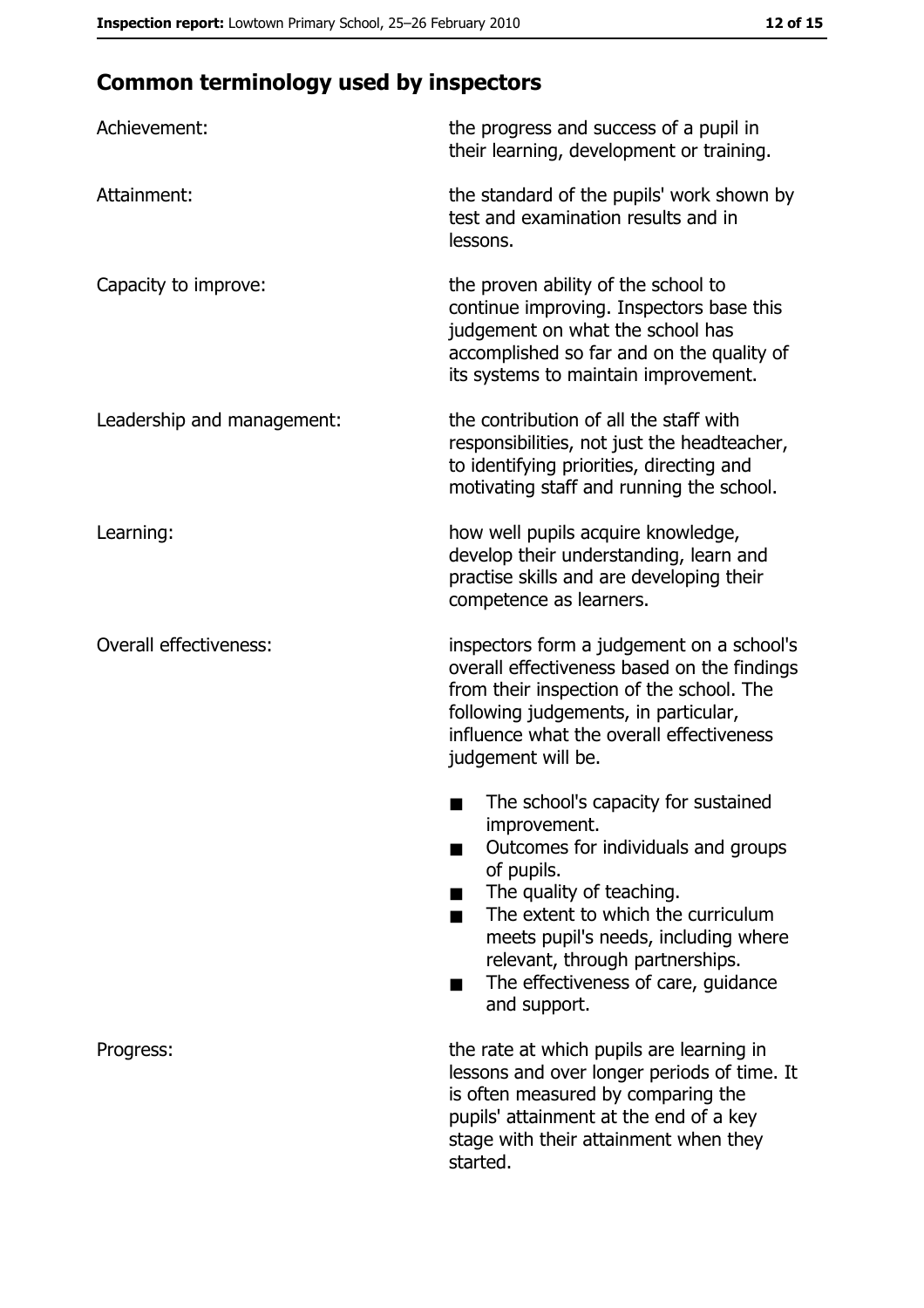## Common terminology used by inspectors

| | |
|---|---|
| Achievement: | the progress and success of a pupil in their learning, development or training. |
| Attainment: | the standard of the pupils' work shown by test and examination results and in lessons. |
| Capacity to improve: | the proven ability of the school to continue improving. Inspectors base this judgement on what the school has accomplished so far and on the quality of its systems to maintain improvement. |
| Leadership and management: | the contribution of all the staff with responsibilities, not just the headteacher, to identifying priorities, directing and motivating staff and running the school. |
| Learning: | how well pupils acquire knowledge, develop their understanding, learn and practise skills and are developing their competence as learners. |
| Overall effectiveness: | inspectors form a judgement on a school's overall effectiveness based on the findings from their inspection of the school. The following judgements, in particular, influence what the overall effectiveness judgement will be. <br>■ The school's capacity for sustained improvement. <br>■ Outcomes for individuals and groups of pupils. <br>■ The quality of teaching. <br>■ The extent to which the curriculum meets pupil's needs, including where relevant, through partnerships. <br>■ The effectiveness of care, guidance and support. |
| Progress: | the rate at which pupils are learning in lessons and over longer periods of time. It is often measured by comparing the pupils' attainment at the end of a key stage with their attainment when they started. |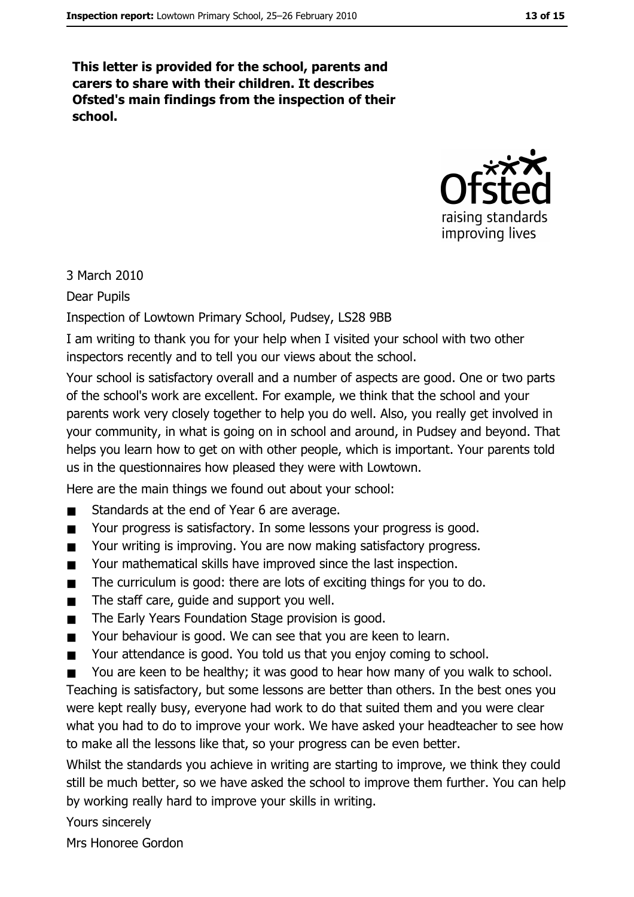**This letter is provided for the school, parents and carers to share with their children. It describes Ofsted's main findings from the inspection of their school.**

3 March 2010

Dear Pupils

Inspection of Lowtown Primary School, Pudsey, LS28 9BB

I am writing to thank you for your help when I visited your school with two other inspectors recently and to tell you our views about the school.

Your school is satisfactory overall and a number of aspects are good. One or two parts of the school's work are excellent. For example, we think that the school and your parents work very closely together to help you do well. Also, you really get involved in your community, in what is going on in school and around, in Pudsey and beyond. That helps you learn how to get on with other people, which is important. Your parents told us in the questionnaires how pleased they were with Lowtown.

Here are the main things we found out about your school:

- Standards at the end of Year 6 are average.
- Your progress is satisfactory. In some lessons your progress is good.
- Your writing is improving. You are now making satisfactory progress.
- Your mathematical skills have improved since the last inspection.
- The curriculum is good: there are lots of exciting things for you to do.
- The staff care, guide and support you well.
- The Early Years Foundation Stage provision is good.
- Your behaviour is good. We can see that you are keen to learn.
- Your attendance is good. You told us that you enjoy coming to school.
- You are keen to be healthy; it was good to hear how many of you walk to school.

Teaching is satisfactory, but some lessons are better than others. In the best ones you were kept really busy, everyone had work to do that suited them and you were clear what you had to do to improve your work. We have asked your headteacher to see how to make all the lessons like that, so your progress can be even better.

Whilst the standards you achieve in writing are starting to improve, we think they could still be much better, so we have asked the school to improve them further. You can help by working really hard to improve your skills in writing.

Yours sincerely

Mrs Honoree Gordon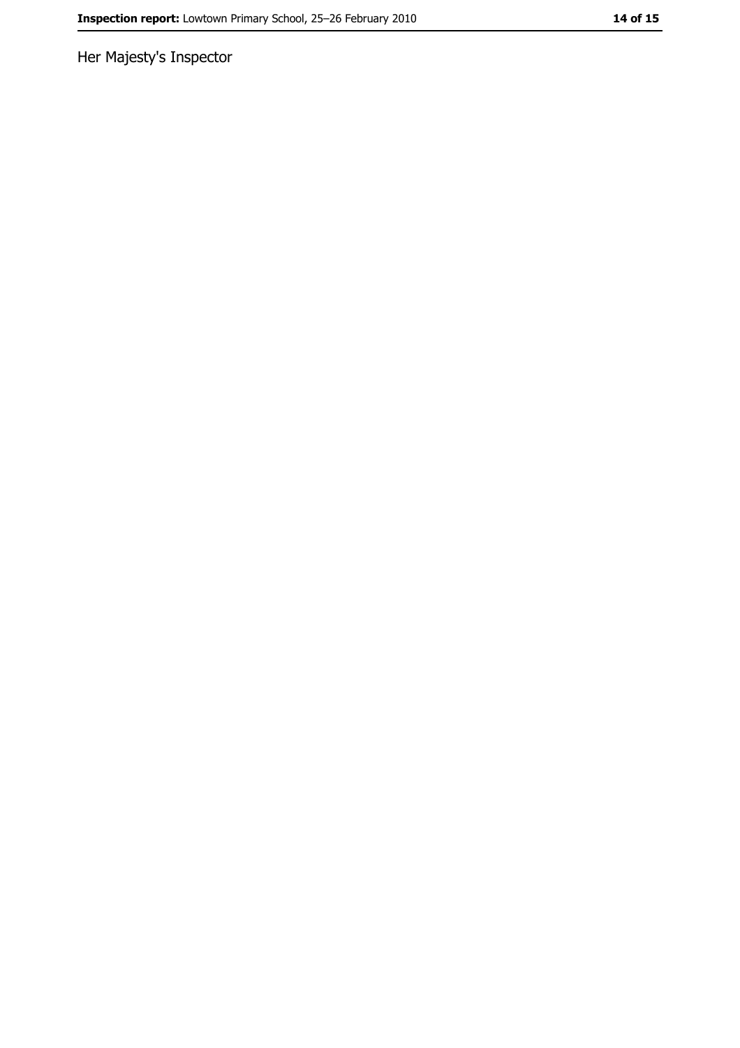Her Majesty's Inspector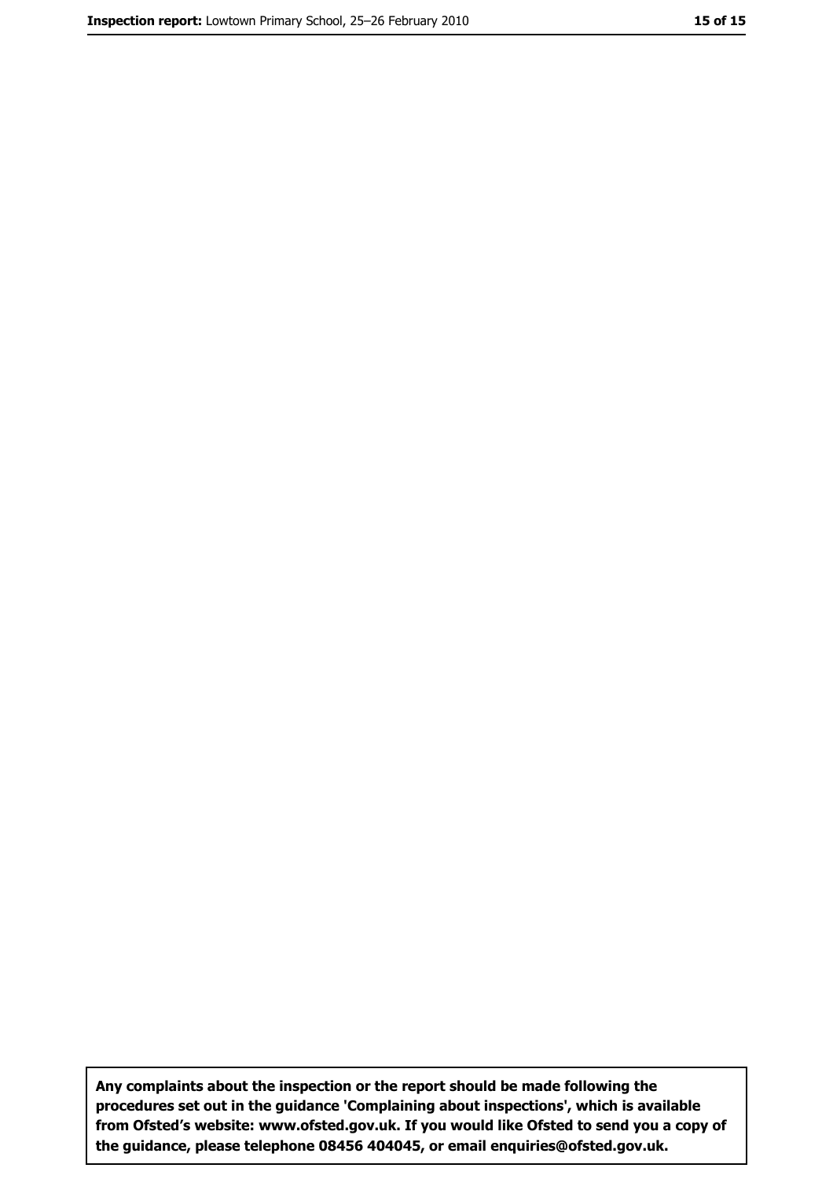**Any complaints about the inspection or the report should be made following the procedures set out in the guidance 'Complaining about inspections', which is available from Ofsted's website: www.ofsted.gov.uk. If you would like Ofsted to send you a copy of the guidance, please telephone 08456 404045, or email enquiries@ofsted.gov.uk.**